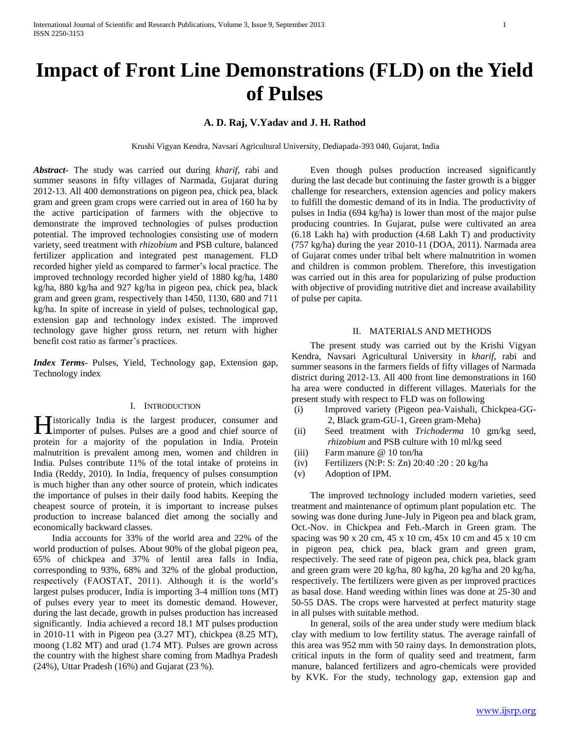# Impact of Front Line Demonstrations (FLD) on the Yield of Pulses

**A. D. Raj, V.Yadav and J. H. Rathod**

Krushi Vigyan Kendra, Navsari Agricultural University, Dediapada-393 040, Gujarat, India

***Abstract*-** The study was carried out during *kharif*, rabi and summer seasons in fifty villages of Narmada, Gujarat during 2012-13. All 400 demonstrations on pigeon pea, chick pea, black gram and green gram crops were carried out in area of 160 ha by the active participation of farmers with the objective to demonstrate the improved technologies of pulses production potential. The improved technologies consisting use of modern variety, seed treatment with *rhizobium* and PSB culture, balanced fertilizer application and integrated pest management. FLD recorded higher yield as compared to farmer's local practice. The improved technology recorded higher yield of 1880 kg/ha, 1480 kg/ha, 880 kg/ha and 927 kg/ha in pigeon pea, chick pea, black gram and green gram, respectively than 1450, 1130, 680 and 711 kg/ha. In spite of increase in yield of pulses, technological gap, extension gap and technology index existed. The improved technology gave higher gross return, net return with higher benefit cost ratio as farmer's practices.

***Index Terms*-** Pulses, Yield, Technology gap, Extension gap, Technology index

## I. Introduction

Historically India is the largest producer, consumer and importer of pulses. Pulses are a good and chief source of protein for a majority of the population in India. Protein malnutrition is prevalent among men, women and children in India. Pulses contribute 11% of the total intake of proteins in India (Reddy, 2010). In India, frequency of pulses consumption is much higher than any other source of protein, which indicates the importance of pulses in their daily food habits. Keeping the cheapest source of protein, it is important to increase pulses production to increase balanced diet among the socially and economically backward classes.

India accounts for 33% of the world area and 22% of the world production of pulses. About 90% of the global pigeon pea, 65% of chickpea and 37% of lentil area falls in India, corresponding to 93%, 68% and 32% of the global production, respectively (FAOSTAT, 2011). Although it is the world's largest pulses producer, India is importing 3-4 million tons (MT) of pulses every year to meet its domestic demand. However, during the last decade, growth in pulses production has increased significantly. India achieved a record 18.1 MT pulses production in 2010-11 with in Pigeon pea (3.27 MT), chickpea (8.25 MT), moong (1.82 MT) and urad (1.74 MT). Pulses are grown across the country with the highest share coming from Madhya Pradesh (24%), Uttar Pradesh (16%) and Gujarat (23 %).

Even though pulses production increased significantly during the last decade but continuing the faster growth is a bigger challenge for researchers, extension agencies and policy makers to fulfill the domestic demand of its in India. The productivity of pulses in India (694 kg/ha) is lower than most of the major pulse producing countries. In Gujarat, pulse were cultivated an area (6.18 Lakh ha) with production (4.68 Lakh T) and productivity (757 kg/ha) during the year 2010-11 (DOA, 2011). Narmada area of Gujarat comes under tribal belt where malnutrition in women and children is common problem. Therefore, this investigation was carried out in this area for popularizing of pulse production with objective of providing nutritive diet and increase availability of pulse per capita.

## II. Materials and Methods

The present study was carried out by the Krishi Vigyan Kendra, Navsari Agricultural University in *kharif*, rabi and summer seasons in the farmers fields of fifty villages of Narmada district during 2012-13. All 400 front line demonstrations in 160 ha area were conducted in different villages. Materials for the present study with respect to FLD was on following

- (i) Improved variety (Pigeon pea-Vaishali, Chickpea-GG-2, Black gram-GU-1, Green gram-Meha)
- (ii) Seed treatment with *Trichoderma* 10 gm/kg seed, *rhizobium* and PSB culture with 10 ml/kg seed
- (iii) Farm manure @ 10 ton/ha
- (iv) Fertilizers (N:P: S: Zn) 20:40 :20 : 20 kg/ha
- (v) Adoption of IPM.

The improved technology included modern varieties, seed treatment and maintenance of optimum plant population etc. The sowing was done during June-July in Pigeon pea and black gram, Oct.-Nov. in Chickpea and Feb.-March in Green gram. The spacing was 90 x 20 cm, 45 x 10 cm, 45x 10 cm and 45 x 10 cm in pigeon pea, chick pea, black gram and green gram, respectively. The seed rate of pigeon pea, chick pea, black gram and green gram were 20 kg/ha, 80 kg/ha, 20 kg/ha and 20 kg/ha, respectively. The fertilizers were given as per improved practices as basal dose. Hand weeding within lines was done at 25-30 and 50-55 DAS. The crops were harvested at perfect maturity stage in all pulses with suitable method.

In general, soils of the area under study were medium black clay with medium to low fertility status. The average rainfall of this area was 952 mm with 50 rainy days. In demonstration plots, critical inputs in the form of quality seed and treatment, farm manure, balanced fertilizers and agro-chemicals were provided by KVK. For the study, technology gap, extension gap and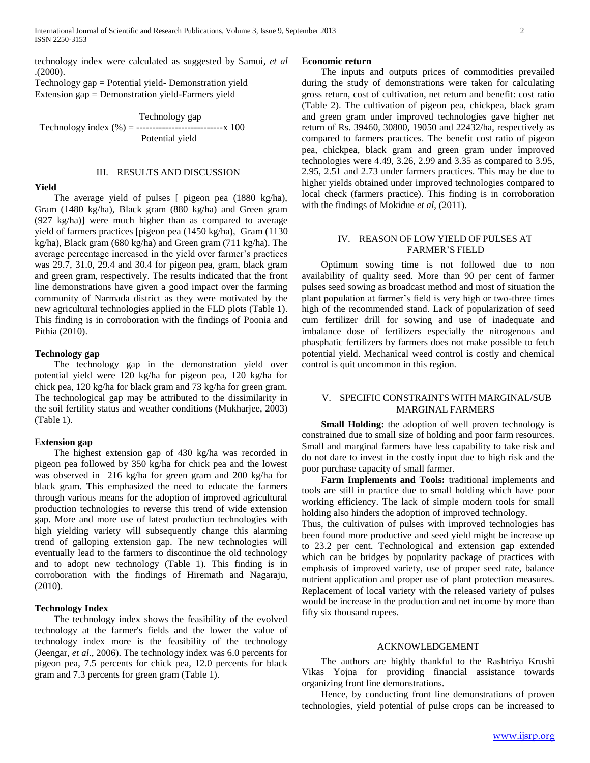technology index were calculated as suggested by Samui, *et al* .(2000).

Technology gap = Potential yield- Demonstration yield

Extension gap = Demonstration yield-Farmers yield

$$\text{Technology index (\%)} = \frac{\text{Technology gap}}{\text{Potential yield}} \times 100$$

## III. RESULTS AND DISCUSSION

### Yield

The average yield of pulses [ pigeon pea (1880 kg/ha), Gram (1480 kg/ha), Black gram (880 kg/ha) and Green gram (927 kg/ha)] were much higher than as compared to average yield of farmers practices [pigeon pea (1450 kg/ha), Gram (1130 kg/ha), Black gram (680 kg/ha) and Green gram (711 kg/ha). The average percentage increased in the yield over farmer's practices was 29.7, 31.0, 29.4 and 30.4 for pigeon pea, gram, black gram and green gram, respectively. The results indicated that the front line demonstrations have given a good impact over the farming community of Narmada district as they were motivated by the new agricultural technologies applied in the FLD plots (Table 1). This finding is in corroboration with the findings of Poonia and Pithia (2010).

### Technology gap

The technology gap in the demonstration yield over potential yield were 120 kg/ha for pigeon pea, 120 kg/ha for chick pea, 120 kg/ha for black gram and 73 kg/ha for green gram. The technological gap may be attributed to the dissimilarity in the soil fertility status and weather conditions (Mukharjee, 2003) (Table 1).

### Extension gap

The highest extension gap of 430 kg/ha was recorded in pigeon pea followed by 350 kg/ha for chick pea and the lowest was observed in 216 kg/ha for green gram and 200 kg/ha for black gram. This emphasized the need to educate the farmers through various means for the adoption of improved agricultural production technologies to reverse this trend of wide extension gap. More and more use of latest production technologies with high yielding variety will subsequently change this alarming trend of galloping extension gap. The new technologies will eventually lead to the farmers to discontinue the old technology and to adopt new technology (Table 1). This finding is in corroboration with the findings of Hiremath and Nagaraju, (2010).

### Technology Index

The technology index shows the feasibility of the evolved technology at the farmer's fields and the lower the value of technology index more is the feasibility of the technology (Jeengar, *et al*., 2006). The technology index was 6.0 percents for pigeon pea, 7.5 percents for chick pea, 12.0 percents for black gram and 7.3 percents for green gram (Table 1).

### Economic return

The inputs and outputs prices of commodities prevailed during the study of demonstrations were taken for calculating gross return, cost of cultivation, net return and benefit: cost ratio (Table 2). The cultivation of pigeon pea, chickpea, black gram and green gram under improved technologies gave higher net return of Rs. 39460, 30800, 19050 and 22432/ha, respectively as compared to farmers practices. The benefit cost ratio of pigeon pea, chickpea, black gram and green gram under improved technologies were 4.49, 3.26, 2.99 and 3.35 as compared to 3.95, 2.95, 2.51 and 2.73 under farmers practices. This may be due to higher yields obtained under improved technologies compared to local check (farmers practice). This finding is in corroboration with the findings of Mokidue *et al*, (2011).

## IV. REASON OF LOW YIELD OF PULSES AT FARMER'S FIELD

Optimum sowing time is not followed due to non availability of quality seed. More than 90 per cent of farmer pulses seed sowing as broadcast method and most of situation the plant population at farmer's field is very high or two-three times high of the recommended stand. Lack of popularization of seed cum fertilizer drill for sowing and use of inadequate and imbalance dose of fertilizers especially the nitrogenous and phasphatic fertilizers by farmers does not make possible to fetch potential yield. Mechanical weed control is costly and chemical control is quit uncommon in this region.

## V. SPECIFIC CONSTRAINTS WITH MARGINAL/SUB MARGINAL FARMERS

**Small Holding:** the adoption of well proven technology is constrained due to small size of holding and poor farm resources. Small and marginal farmers have less capability to take risk and do not dare to invest in the costly input due to high risk and the poor purchase capacity of small farmer.

**Farm Implements and Tools:** traditional implements and tools are still in practice due to small holding which have poor working efficiency. The lack of simple modern tools for small holding also hinders the adoption of improved technology.

Thus, the cultivation of pulses with improved technologies has been found more productive and seed yield might be increase up to 23.2 per cent. Technological and extension gap extended which can be bridges by popularity package of practices with emphasis of improved variety, use of proper seed rate, balance nutrient application and proper use of plant protection measures. Replacement of local variety with the released variety of pulses would be increase in the production and net income by more than fifty six thousand rupees.

## ACKNOWLEDGEMENT

The authors are highly thankful to the Rashtriya Krushi Vikas Yojna for providing financial assistance towards organizing front line demonstrations.

Hence, by conducting front line demonstrations of proven technologies, yield potential of pulse crops can be increased to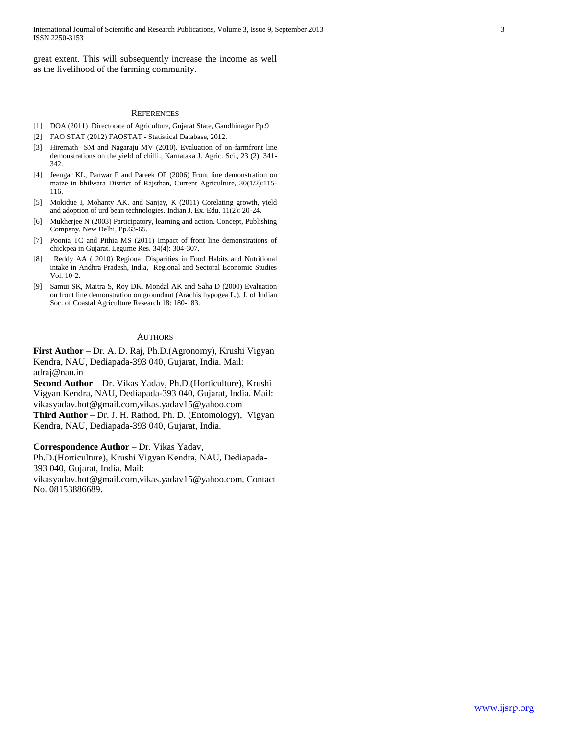great extent. This will subsequently increase the income as well as the livelihood of the farming community.

## References

[1] DOA (2011) Directorate of Agriculture, Gujarat State, Gandhinagar Pp.9

[2] FAO STAT (2012) FAOSTAT - Statistical Database, 2012.

[3] Hiremath SM and Nagaraju MV (2010). Evaluation of on-farmfront line demonstrations on the yield of chilli., Karnataka J. Agric. Sci., 23 (2): 341-342.

[4] Jeengar KL, Panwar P and Pareek OP (2006) Front line demonstration on maize in bhilwara District of Rajsthan, Current Agriculture, 30(1/2):115-116.

[5] Mokidue I, Mohanty AK. and Sanjay, K (2011) Corelating growth, yield and adoption of urd bean technologies. Indian J. Ex. Edu. 11(2): 20-24.

[6] Mukherjee N (2003) Participatory, learning and action. Concept, Publishing Company, New Delhi, Pp.63-65.

[7] Poonia TC and Pithia MS (2011) Impact of front line demonstrations of chickpea in Gujarat. Legume Res. 34(4): 304-307.

[8] Reddy AA ( 2010) Regional Disparities in Food Habits and Nutritional intake in Andhra Pradesh, India, Regional and Sectoral Economic Studies Vol. 10-2.

[9] Samui SK, Maitra S, Roy DK, Mondal AK and Saha D (2000) Evaluation on front line demonstration on groundnut (Arachis hypogea L.). J. of Indian Soc. of Coastal Agriculture Research 18: 180-183.

## Authors

**First Author** – Dr. A. D. Raj, Ph.D.(Agronomy), Krushi Vigyan Kendra, NAU, Dediapada-393 040, Gujarat, India. Mail: adraj@nau.in

**Second Author** – Dr. Vikas Yadav, Ph.D.(Horticulture), Krushi Vigyan Kendra, NAU, Dediapada-393 040, Gujarat, India. Mail: vikasyadav.hot@gmail.com,vikas.yadav15@yahoo.com

**Third Author** – Dr. J. H. Rathod, Ph. D. (Entomology), Vigyan Kendra, NAU, Dediapada-393 040, Gujarat, India.

**Correspondence Author** – Dr. Vikas Yadav, Ph.D.(Horticulture), Krushi Vigyan Kendra, NAU, Dediapada-393 040, Gujarat, India. Mail: vikasyadav.hot@gmail.com,vikas.yadav15@yahoo.com, Contact No. 08153886689.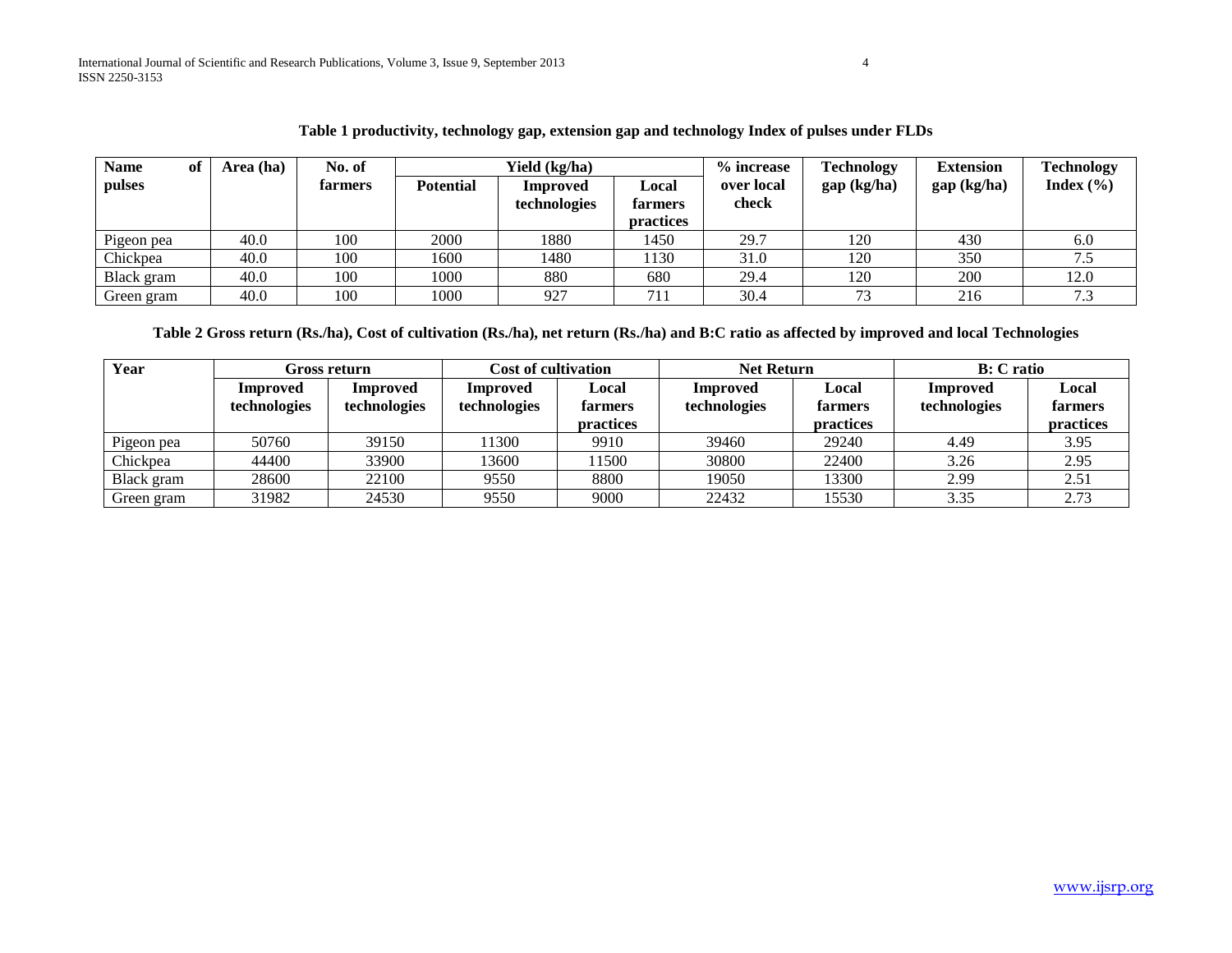**Table 1 productivity, technology gap, extension gap and technology Index of pulses under FLDs**

| Name of pulses | Area (ha) | No. of farmers | Yield (kg/ha) | | | % increase over local check | Technology gap (kg/ha) | Extension gap (kg/ha) | Technology Index (%) |
|---|---|---|---|---|---|---|---|---|---|
| | | | Potential | Improved technologies | Local farmers practices | | | | |
| Pigeon pea | 40.0 | 100 | 2000 | 1880 | 1450 | 29.7 | 120 | 430 | 6.0 |
| Chickpea | 40.0 | 100 | 1600 | 1480 | 1130 | 31.0 | 120 | 350 | 7.5 |
| Black gram | 40.0 | 100 | 1000 | 880 | 680 | 29.4 | 120 | 200 | 12.0 |
| Green gram | 40.0 | 100 | 1000 | 927 | 711 | 30.4 | 73 | 216 | 7.3 |

**Table 2 Gross return (Rs./ha), Cost of cultivation (Rs./ha), net return (Rs./ha) and B:C ratio as affected by improved and local Technologies**

| Year | Gross return | | Cost of cultivation | | Net Return | | B: C ratio | |
|---|---|---|---|---|---|---|---|---|
| | Improved technologies | Improved technologies | Improved technologies | Local farmers practices | Improved technologies | Local farmers practices | Improved technologies | Local farmers practices |
| Pigeon pea | 50760 | 39150 | 11300 | 9910 | 39460 | 29240 | 4.49 | 3.95 |
| Chickpea | 44400 | 33900 | 13600 | 11500 | 30800 | 22400 | 3.26 | 2.95 |
| Black gram | 28600 | 22100 | 9550 | 8800 | 19050 | 13300 | 2.99 | 2.51 |
| Green gram | 31982 | 24530 | 9550 | 9000 | 22432 | 15530 | 3.35 | 2.73 |